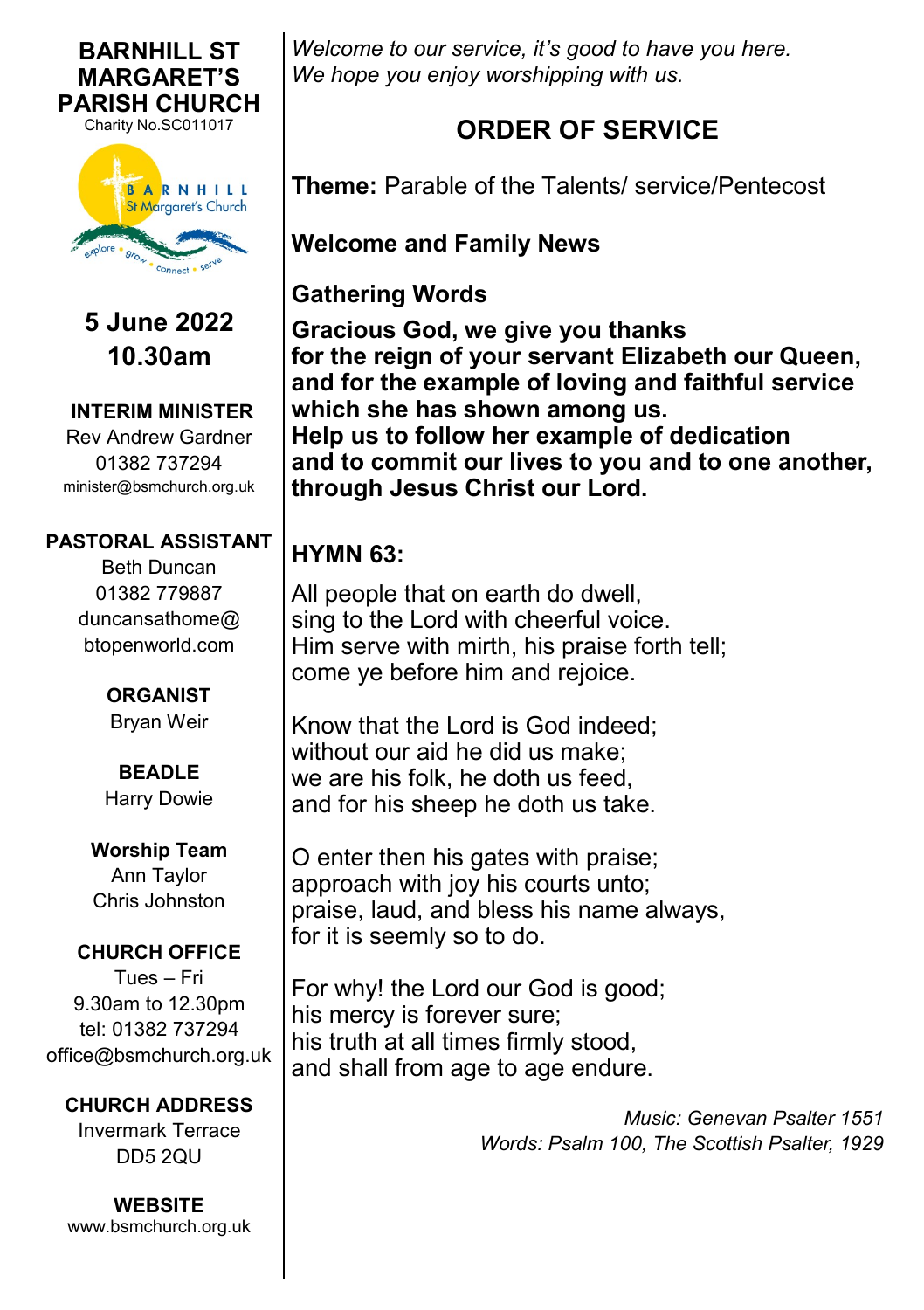**BARNHILL ST MARGARET'S PARISH CHURCH**
Charity No.SC011017

**5 June 2022**
**10.30am**

**INTERIM MINISTER**
Rev Andrew Gardner
01382 737294
minister@bsmchurch.org.uk

**PASTORAL ASSISTANT**
Beth Duncan
01382 779887
duncansathome@btopenworld.com

**ORGANIST**
Bryan Weir

**BEADLE**
Harry Dowie

**Worship Team**
Ann Taylor
Chris Johnston

**CHURCH OFFICE**
Tues – Fri
9.30am to 12.30pm
tel: 01382 737294
office@bsmchurch.org.uk

**CHURCH ADDRESS**
Invermark Terrace
DD5 2QU

**WEBSITE**
www.bsmchurch.org.uk

*Welcome to our service, it's good to have you here.*
*We hope you enjoy worshipping with us.*

## ORDER OF SERVICE

**Theme:** Parable of the Talents/ service/Pentecost

**Welcome and Family News**

**Gathering Words**

**Gracious God, we give you thanks**
**for the reign of your servant Elizabeth our Queen,**
**and for the example of loving and faithful service**
**which she has shown among us.**
**Help us to follow her example of dedication**
**and to commit our lives to you and to one another,**
**through Jesus Christ our Lord.**

**HYMN 63:**

All people that on earth do dwell,
sing to the Lord with cheerful voice.
Him serve with mirth, his praise forth tell;
come ye before him and rejoice.

Know that the Lord is God indeed;
without our aid he did us make;
we are his folk, he doth us feed,
and for his sheep he doth us take.

O enter then his gates with praise;
approach with joy his courts unto;
praise, laud, and bless his name always,
for it is seemly so to do.

For why! the Lord our God is good;
his mercy is forever sure;
his truth at all times firmly stood,
and shall from age to age endure.

*Music: Genevan Psalter 1551*
*Words: Psalm 100, The Scottish Psalter, 1929*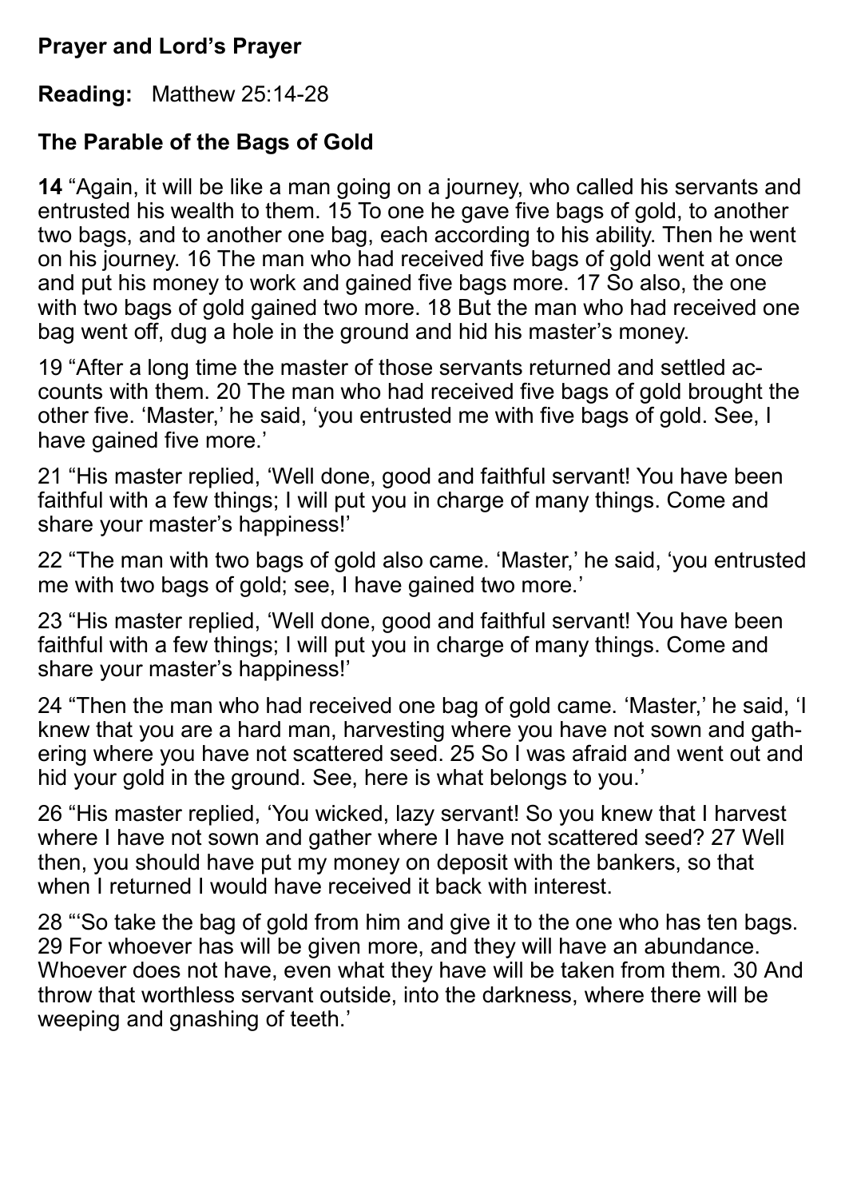**Prayer and Lord's Prayer**

**Reading:** Matthew 25:14-28

**The Parable of the Bags of Gold**

**14** "Again, it will be like a man going on a journey, who called his servants and entrusted his wealth to them. 15 To one he gave five bags of gold, to another two bags, and to another one bag, each according to his ability. Then he went on his journey. 16 The man who had received five bags of gold went at once and put his money to work and gained five bags more. 17 So also, the one with two bags of gold gained two more. 18 But the man who had received one bag went off, dug a hole in the ground and hid his master's money.

19 "After a long time the master of those servants returned and settled accounts with them. 20 The man who had received five bags of gold brought the other five. 'Master,' he said, 'you entrusted me with five bags of gold. See, I have gained five more.'

21 "His master replied, 'Well done, good and faithful servant! You have been faithful with a few things; I will put you in charge of many things. Come and share your master's happiness!'

22 "The man with two bags of gold also came. 'Master,' he said, 'you entrusted me with two bags of gold; see, I have gained two more.'

23 "His master replied, 'Well done, good and faithful servant! You have been faithful with a few things; I will put you in charge of many things. Come and share your master's happiness!'

24 "Then the man who had received one bag of gold came. 'Master,' he said, 'I knew that you are a hard man, harvesting where you have not sown and gathering where you have not scattered seed. 25 So I was afraid and went out and hid your gold in the ground. See, here is what belongs to you.'

26 "His master replied, 'You wicked, lazy servant! So you knew that I harvest where I have not sown and gather where I have not scattered seed? 27 Well then, you should have put my money on deposit with the bankers, so that when I returned I would have received it back with interest.

28 "'So take the bag of gold from him and give it to the one who has ten bags. 29 For whoever has will be given more, and they will have an abundance. Whoever does not have, even what they have will be taken from them. 30 And throw that worthless servant outside, into the darkness, where there will be weeping and gnashing of teeth.'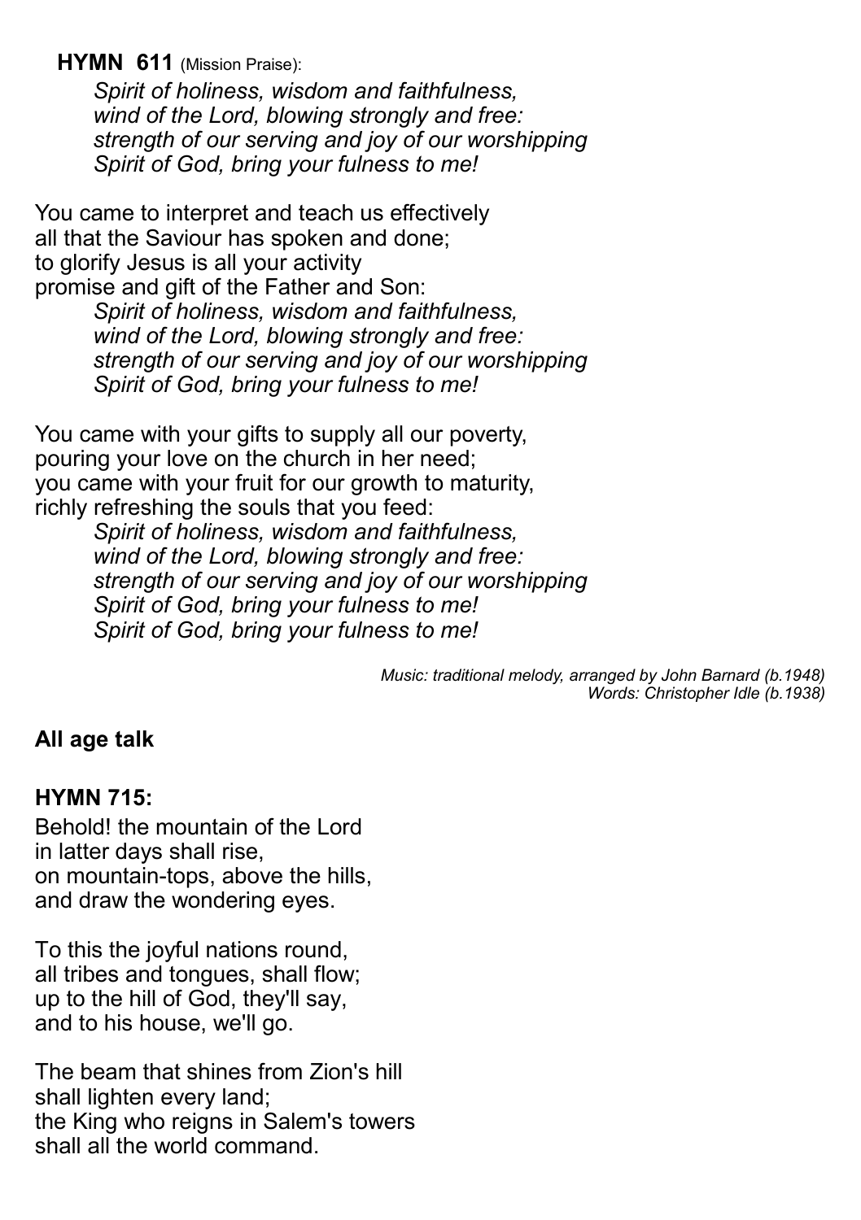**HYMN 611** (Mission Praise):

*Spirit of holiness, wisdom and faithfulness,*
*wind of the Lord, blowing strongly and free:*
*strength of our serving and joy of our worshipping*
*Spirit of God, bring your fulness to me!*

You came to interpret and teach us effectively
all that the Saviour has spoken and done;
to glorify Jesus is all your activity
promise and gift of the Father and Son:

*Spirit of holiness, wisdom and faithfulness,*
*wind of the Lord, blowing strongly and free:*
*strength of our serving and joy of our worshipping*
*Spirit of God, bring your fulness to me!*

You came with your gifts to supply all our poverty,
pouring your love on the church in her need;
you came with your fruit for our growth to maturity,
richly refreshing the souls that you feed:

*Spirit of holiness, wisdom and faithfulness,*
*wind of the Lord, blowing strongly and free:*
*strength of our serving and joy of our worshipping*
*Spirit of God, bring your fulness to me!*
*Spirit of God, bring your fulness to me!*

*Music: traditional melody, arranged by John Barnard (b.1948)*
*Words: Christopher Idle (b.1938)*

**All age talk**

**HYMN 715:**

Behold! the mountain of the Lord
in latter days shall rise,
on mountain-tops, above the hills,
and draw the wondering eyes.

To this the joyful nations round,
all tribes and tongues, shall flow;
up to the hill of God, they'll say,
and to his house, we'll go.

The beam that shines from Zion's hill
shall lighten every land;
the King who reigns in Salem's towers
shall all the world command.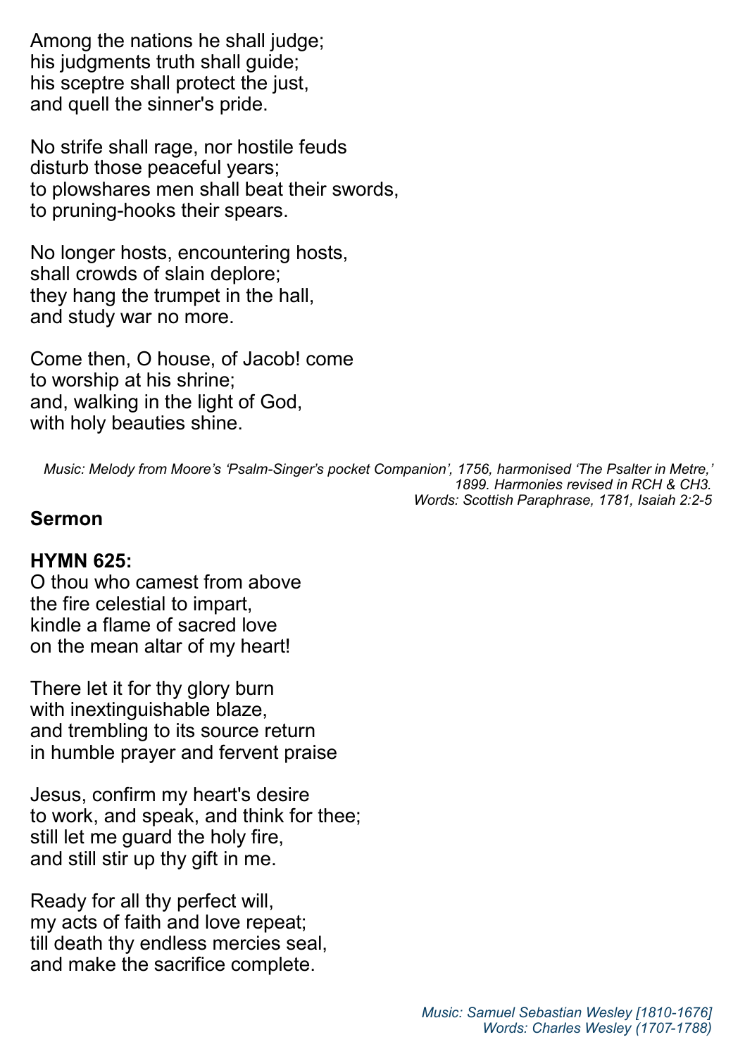Among the nations he shall judge;
his judgments truth shall guide;
his sceptre shall protect the just,
and quell the sinner's pride.

No strife shall rage, nor hostile feuds
disturb those peaceful years;
to plowshares men shall beat their swords,
to pruning-hooks their spears.

No longer hosts, encountering hosts,
shall crowds of slain deplore;
they hang the trumpet in the hall,
and study war no more.

Come then, O house, of Jacob! come
to worship at his shrine;
and, walking in the light of God,
with holy beauties shine.

*Music: Melody from Moore's 'Psalm-Singer's pocket Companion', 1756, harmonised 'The Psalter in Metre,' 1899. Harmonies revised in RCH & CH3.*
*Words: Scottish Paraphrase, 1781, Isaiah 2:2-5*

**Sermon**

**HYMN 625:**
O thou who camest from above
the fire celestial to impart,
kindle a flame of sacred love
on the mean altar of my heart!

There let it for thy glory burn
with inextinguishable blaze,
and trembling to its source return
in humble prayer and fervent praise

Jesus, confirm my heart's desire
to work, and speak, and think for thee;
still let me guard the holy fire,
and still stir up thy gift in me.

Ready for all thy perfect will,
my acts of faith and love repeat;
till death thy endless mercies seal,
and make the sacrifice complete.

*Music: Samuel Sebastian Wesley [1810-1676]*
*Words: Charles Wesley (1707-1788)*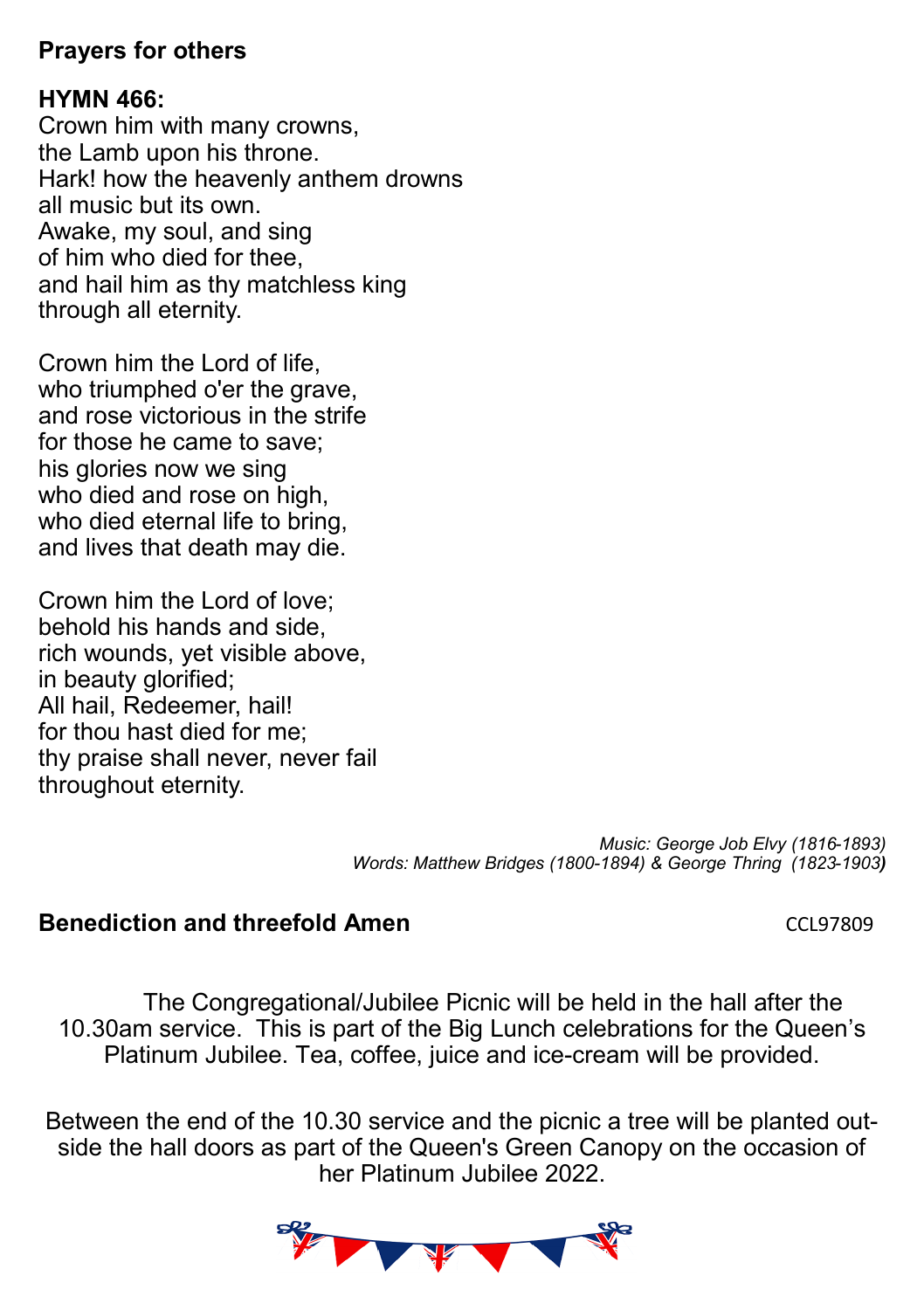**Prayers for others**

**HYMN 466:**
Crown him with many crowns,
the Lamb upon his throne.
Hark! how the heavenly anthem drowns
all music but its own.
Awake, my soul, and sing
of him who died for thee,
and hail him as thy matchless king
through all eternity.

Crown him the Lord of life,
who triumphed o'er the grave,
and rose victorious in the strife
for those he came to save;
his glories now we sing
who died and rose on high,
who died eternal life to bring,
and lives that death may die.

Crown him the Lord of love;
behold his hands and side,
rich wounds, yet visible above,
in beauty glorified;
All hail, Redeemer, hail!
for thou hast died for me;
thy praise shall never, never fail
throughout eternity.

*Music: George Job Elvy (1816-1893)*
*Words: Matthew Bridges (1800-1894) & George Thring (1823-1903)*

**Benediction and threefold Amen** CCL97809

The Congregational/Jubilee Picnic will be held in the hall after the 10.30am service. This is part of the Big Lunch celebrations for the Queen's Platinum Jubilee. Tea, coffee, juice and ice-cream will be provided.

Between the end of the 10.30 service and the picnic a tree will be planted outside the hall doors as part of the Queen's Green Canopy on the occasion of her Platinum Jubilee 2022.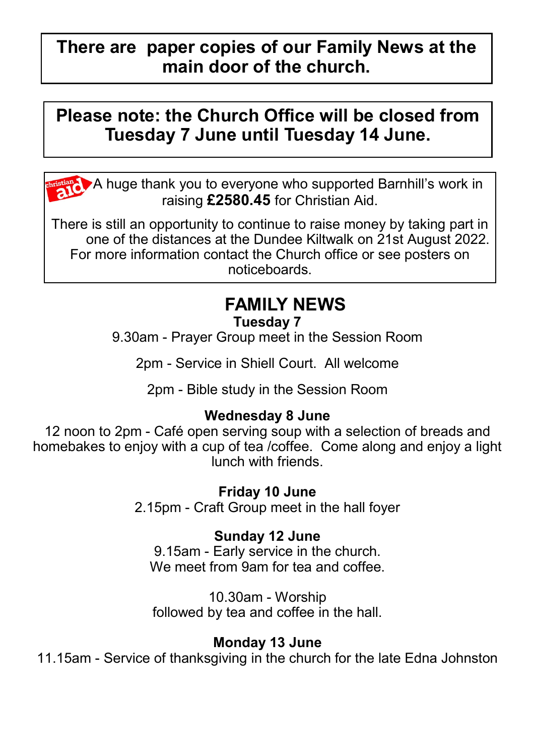**There are paper copies of our Family News at the main door of the church.**

**Please note: the Church Office will be closed from Tuesday 7 June until Tuesday 14 June.**

A huge thank you to everyone who supported Barnhill's work in raising **£2580.45** for Christian Aid.

There is still an opportunity to continue to raise money by taking part in one of the distances at the Dundee Kiltwalk on 21st August 2022. For more information contact the Church office or see posters on noticeboards.

# FAMILY NEWS

**Tuesday 7**

9.30am - Prayer Group meet in the Session Room

2pm - Service in Shiell Court. All welcome

2pm - Bible study in the Session Room

**Wednesday 8 June**

12 noon to 2pm - Café open serving soup with a selection of breads and homebakes to enjoy with a cup of tea /coffee. Come along and enjoy a light lunch with friends.

**Friday 10 June**

2.15pm - Craft Group meet in the hall foyer

**Sunday 12 June**

9.15am - Early service in the church.
We meet from 9am for tea and coffee.

10.30am - Worship
followed by tea and coffee in the hall.

**Monday 13 June**

11.15am - Service of thanksgiving in the church for the late Edna Johnston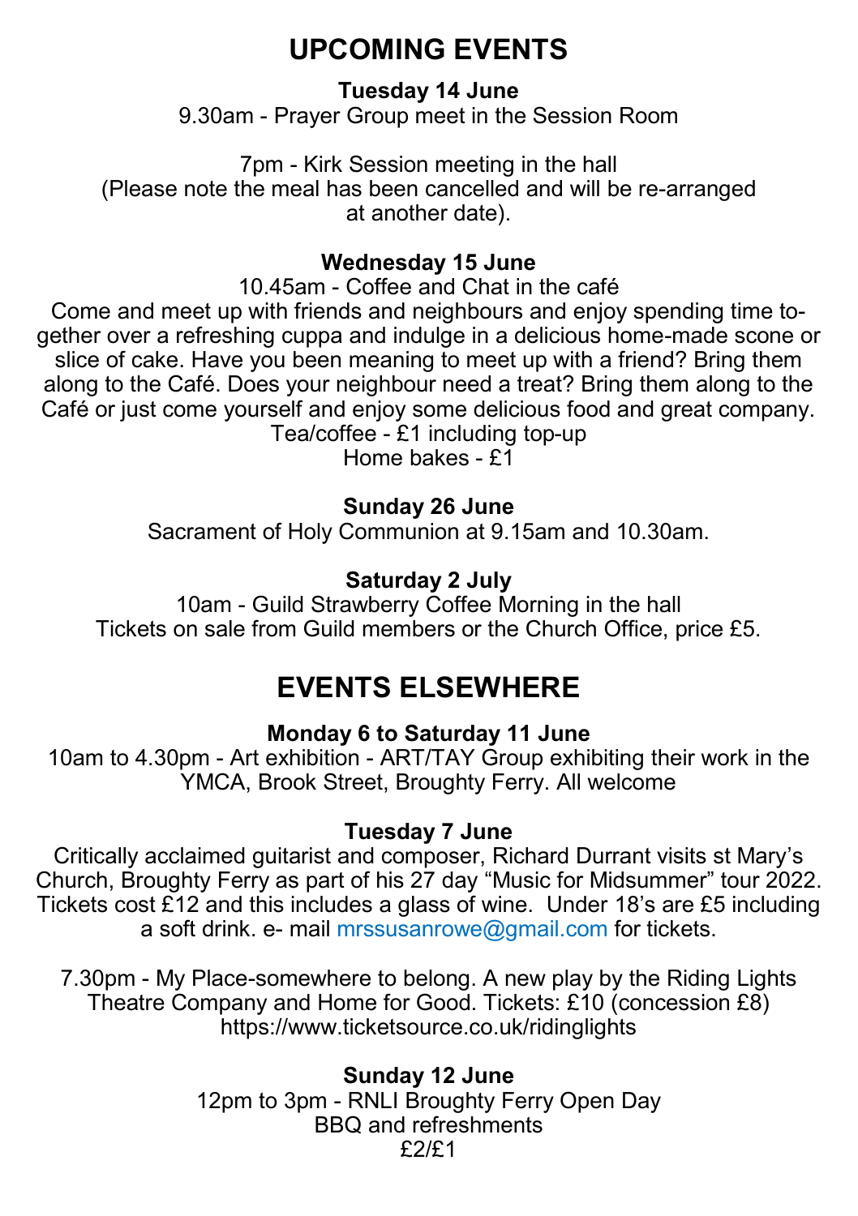# UPCOMING EVENTS

**Tuesday 14 June**

9.30am - Prayer Group meet in the Session Room

7pm - Kirk Session meeting in the hall
(Please note the meal has been cancelled and will be re-arranged at another date).

**Wednesday 15 June**

10.45am - Coffee and Chat in the café
Come and meet up with friends and neighbours and enjoy spending time together over a refreshing cuppa and indulge in a delicious home-made scone or slice of cake. Have you been meaning to meet up with a friend? Bring them along to the Café. Does your neighbour need a treat? Bring them along to the Café or just come yourself and enjoy some delicious food and great company.
Tea/coffee - £1 including top-up
Home bakes - £1

**Sunday 26 June**

Sacrament of Holy Communion at 9.15am and 10.30am.

**Saturday 2 July**

10am - Guild Strawberry Coffee Morning in the hall
Tickets on sale from Guild members or the Church Office, price £5.

# EVENTS ELSEWHERE

**Monday 6 to Saturday 11 June**

10am to 4.30pm - Art exhibition - ART/TAY Group exhibiting their work in the YMCA, Brook Street, Broughty Ferry. All welcome

**Tuesday 7 June**

Critically acclaimed guitarist and composer, Richard Durrant visits st Mary's Church, Broughty Ferry as part of his 27 day "Music for Midsummer" tour 2022. Tickets cost £12 and this includes a glass of wine. Under 18's are £5 including a soft drink. e- mail mrssusanrowe@gmail.com for tickets.

7.30pm - My Place-somewhere to belong. A new play by the Riding Lights Theatre Company and Home for Good. Tickets: £10 (concession £8)
https://www.ticketsource.co.uk/ridinglights

**Sunday 12 June**

12pm to 3pm - RNLI Broughty Ferry Open Day
BBQ and refreshments
£2/£1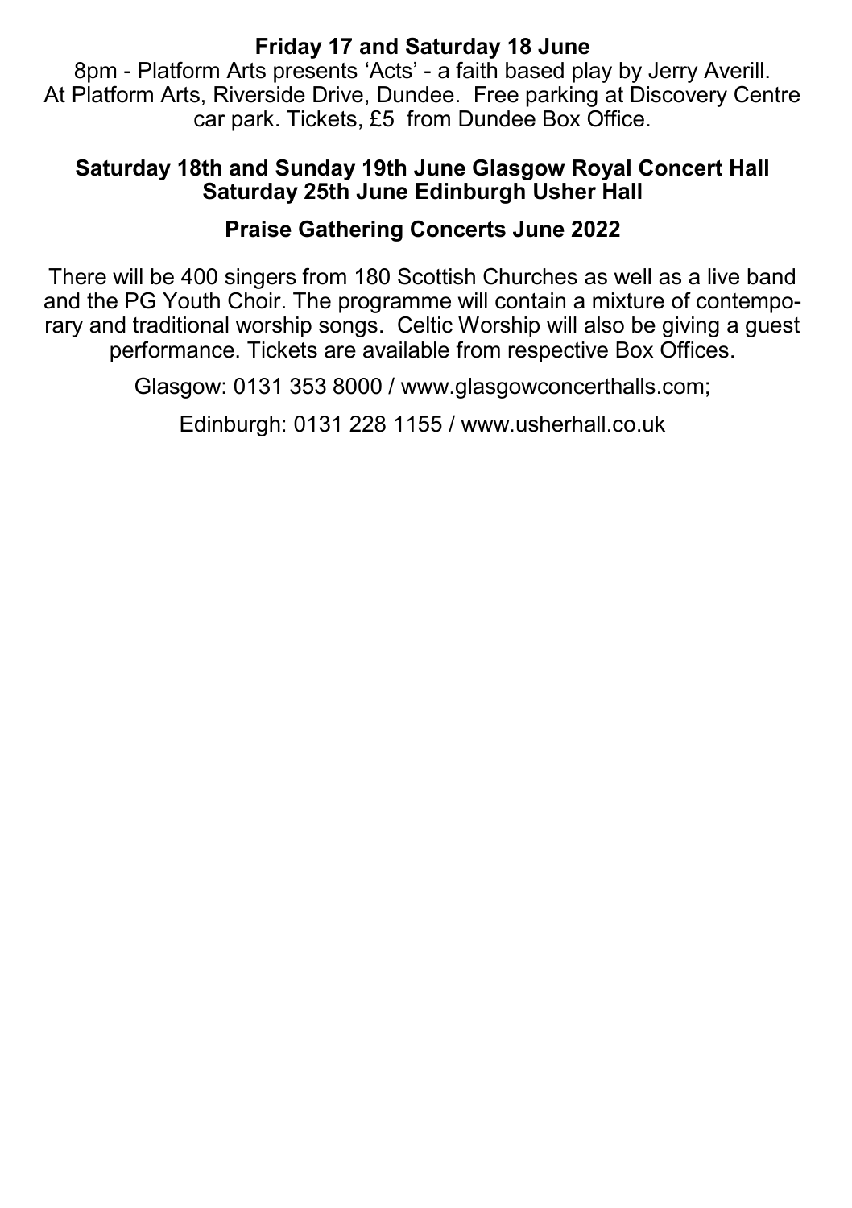**Friday 17 and Saturday 18 June**

8pm - Platform Arts presents 'Acts' - a faith based play by Jerry Averill. At Platform Arts, Riverside Drive, Dundee. Free parking at Discovery Centre car park. Tickets, £5 from Dundee Box Office.

**Saturday 18th and Sunday 19th June Glasgow Royal Concert Hall**
**Saturday 25th June Edinburgh Usher Hall**

**Praise Gathering Concerts June 2022**

There will be 400 singers from 180 Scottish Churches as well as a live band and the PG Youth Choir. The programme will contain a mixture of contemporary and traditional worship songs. Celtic Worship will also be giving a guest performance. Tickets are available from respective Box Offices.

Glasgow: 0131 353 8000 / www.glasgowconcerthalls.com;

Edinburgh: 0131 228 1155 / www.usherhall.co.uk